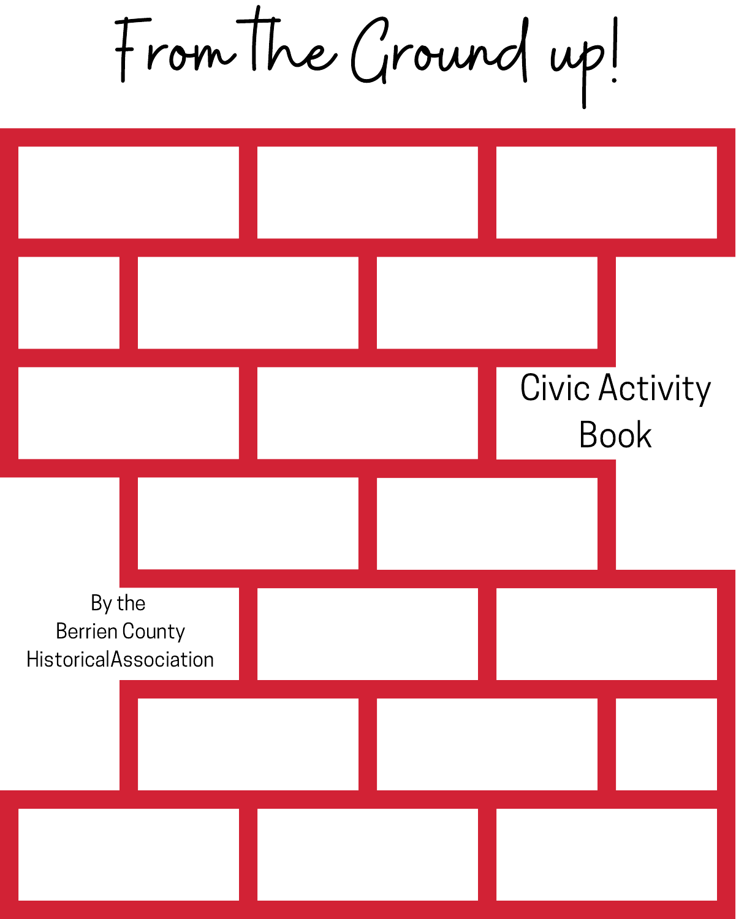# From the Ground up!

Civic Activity Book

By the
Berrien County
HistoricalAssociation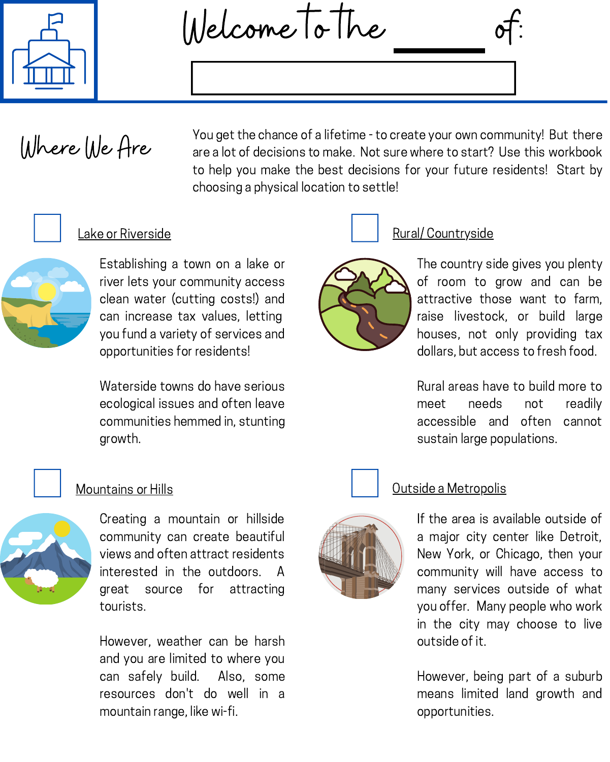# Welcome to the ______ of:

## Where We Are

You get the chance of a lifetime - to create your own community! But there are a lot of decisions to make. Not sure where to start? Use this workbook to help you make the best decisions for your future residents! Start by choosing a physical location to settle!

### ☐ Lake or Riverside

Establishing a town on a lake or river lets your community access clean water (cutting costs!) and can increase tax values, letting you fund a variety of services and opportunities for residents!

Waterside towns do have serious ecological issues and often leave communities hemmed in, stunting growth.

### ☐ Rural/ Countryside

The country side gives you plenty of room to grow and can be attractive those want to farm, raise livestock, or build large houses, not only providing tax dollars, but access to fresh food.

Rural areas have to build more to meet needs not readily accessible and often cannot sustain large populations.

### ☐ Mountains or Hills

Creating a mountain or hillside community can create beautiful views and often attract residents interested in the outdoors. A great source for attracting tourists.

However, weather can be harsh and you are limited to where you can safely build. Also, some resources don't do well in a mountain range, like wi-fi.

### ☐ Outside a Metropolis

If the area is available outside of a major city center like Detroit, New York, or Chicago, then your community will have access to many services outside of what you offer. Many people who work in the city may choose to live outside of it.

However, being part of a suburb means limited land growth and opportunities.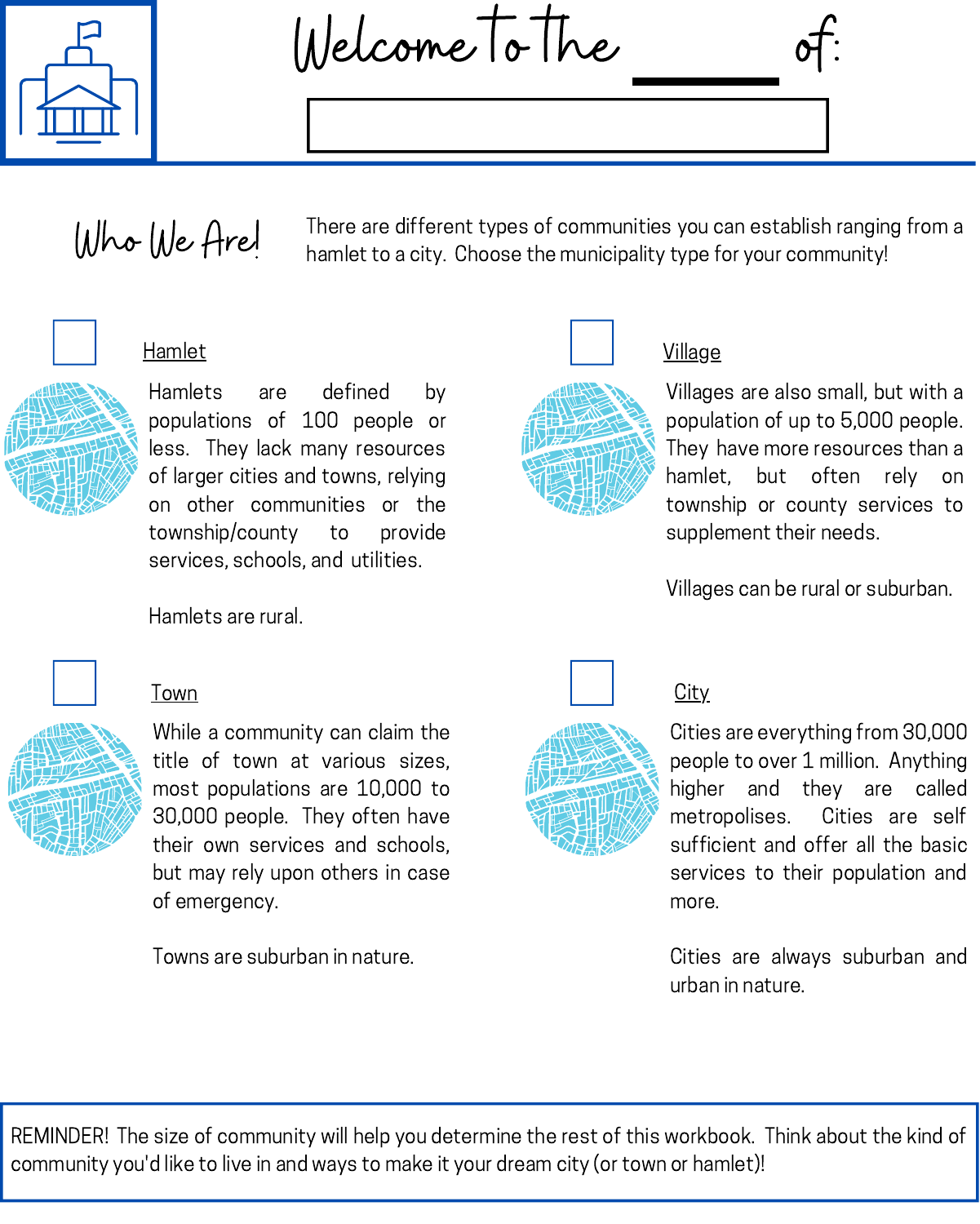# Welcome to the ______ of:

## Who We Are!

There are different types of communities you can establish ranging from a hamlet to a city. Choose the municipality type for your community!

☐ Hamlet

Hamlets are defined by populations of 100 people or less. They lack many resources of larger cities and towns, relying on other communities or the township/county to provide services, schools, and utilities.

Hamlets are rural.

☐ Village

Villages are also small, but with a population of up to 5,000 people. They have more resources than a hamlet, but often rely on township or county services to supplement their needs.

Villages can be rural or suburban.

☐ Town

While a community can claim the title of town at various sizes, most populations are 10,000 to 30,000 people. They often have their own services and schools, but may rely upon others in case of emergency.

Towns are suburban in nature.

☐ City

Cities are everything from 30,000 people to over 1 million. Anything higher and they are called metropolises. Cities are self sufficient and offer all the basic services to their population and more.

Cities are always suburban and urban in nature.

REMINDER! The size of community will help you determine the rest of this workbook. Think about the kind of community you'd like to live in and ways to make it your dream city (or town or hamlet)!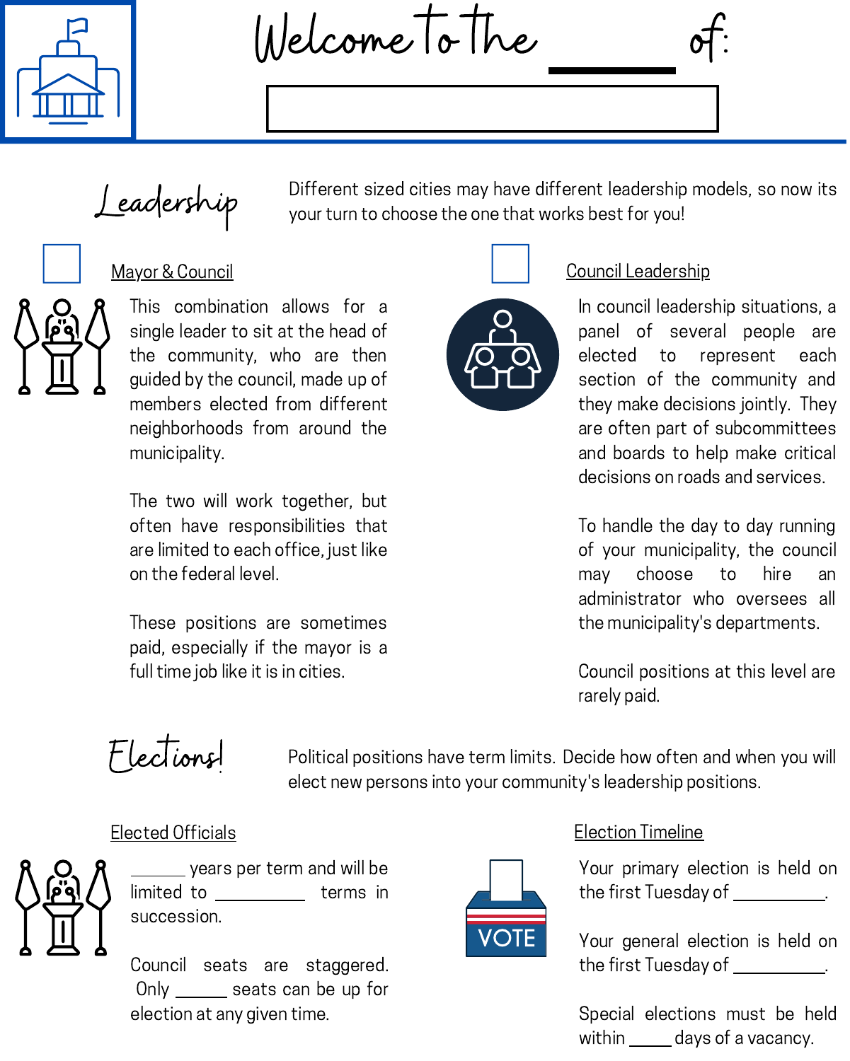# Welcome to the ______ of:

## Leadership

Different sized cities may have different leadership models, so now its your turn to choose the one that works best for you!

### ☐ Mayor & Council

This combination allows for a single leader to sit at the head of the community, who are then guided by the council, made up of members elected from different neighborhoods from around the municipality.

The two will work together, but often have responsibilities that are limited to each office, just like on the federal level.

These positions are sometimes paid, especially if the mayor is a full time job like it is in cities.

### ☐ Council Leadership

In council leadership situations, a panel of several people are elected to represent each section of the community and they make decisions jointly. They are often part of subcommittees and boards to help make critical decisions on roads and services.

To handle the day to day running of your municipality, the council may choose to hire an administrator who oversees all the municipality's departments.

Council positions at this level are rarely paid.

## Elections!

Political positions have term limits. Decide how often and when you will elect new persons into your community's leadership positions.

### Elected Officials

______ years per term and will be limited to __________ terms in succession.

Council seats are staggered. Only ______ seats can be up for election at any given time.

### Election Timeline

Your primary election is held on the first Tuesday of __________.

Your general election is held on the first Tuesday of __________.

Special elections must be held within _____ days of a vacancy.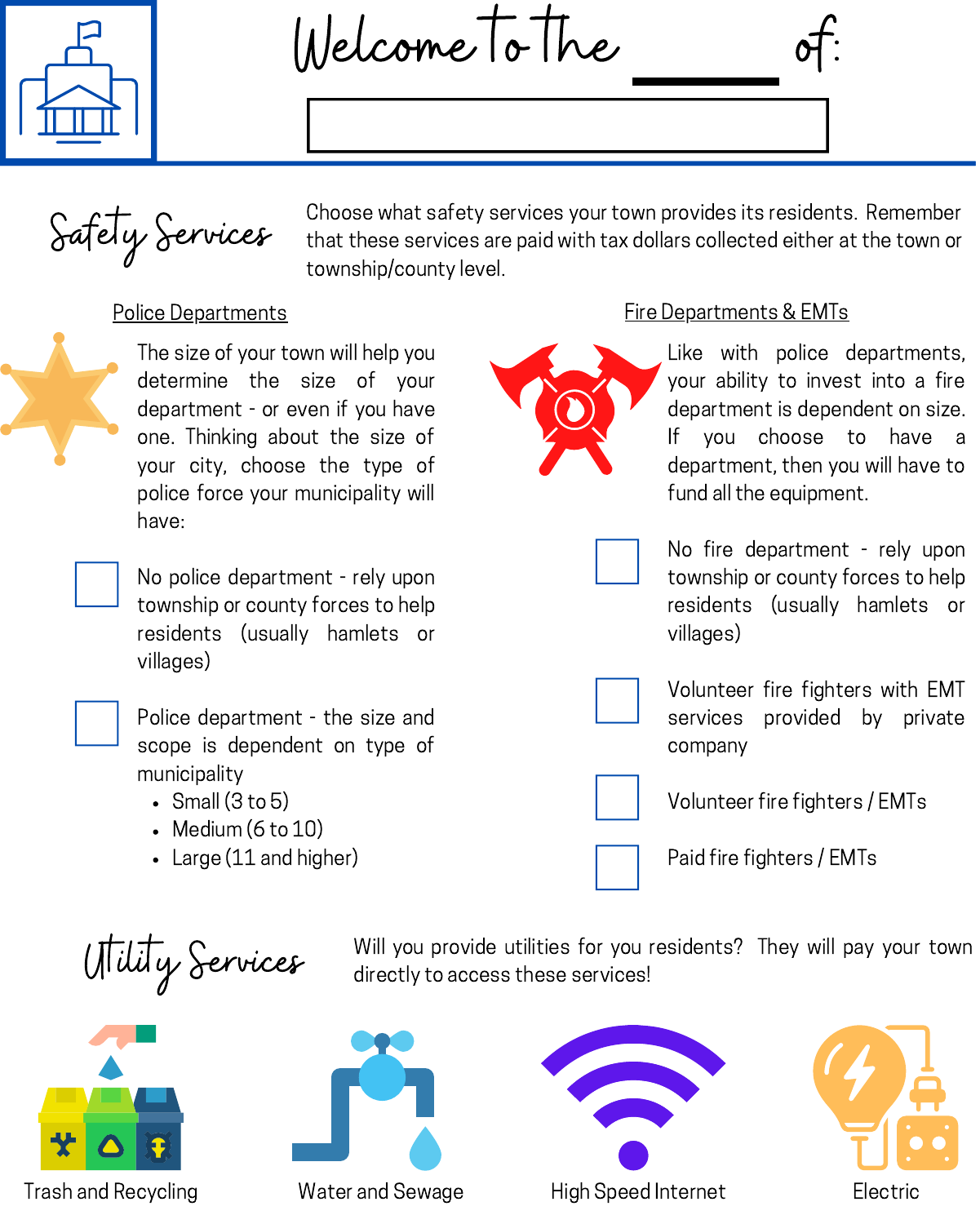# Welcome to the ______ of:

## Safety Services

Choose what safety services your town provides its residents. Remember that these services are paid with tax dollars collected either at the town or township/county level.

### Police Departments

The size of your town will help you determine the size of your department - or even if you have one. Thinking about the size of your city, choose the type of police force your municipality will have:

- [ ] No police department - rely upon township or county forces to help residents (usually hamlets or villages)
- [ ] Police department - the size and scope is dependent on type of municipality
  - Small (3 to 5)
  - Medium (6 to 10)
  - Large (11 and higher)

### Fire Departments & EMTs

Like with police departments, your ability to invest into a fire department is dependent on size. If you choose to have a department, then you will have to fund all the equipment.

- [ ] No fire department - rely upon township or county forces to help residents (usually hamlets or villages)
- [ ] Volunteer fire fighters with EMT services provided by private company
- [ ] Volunteer fire fighters / EMTs
- [ ] Paid fire fighters / EMTs

## Utility Services

Will you provide utilities for you residents? They will pay your town directly to access these services!

Trash and Recycling

Water and Sewage

High Speed Internet

Electric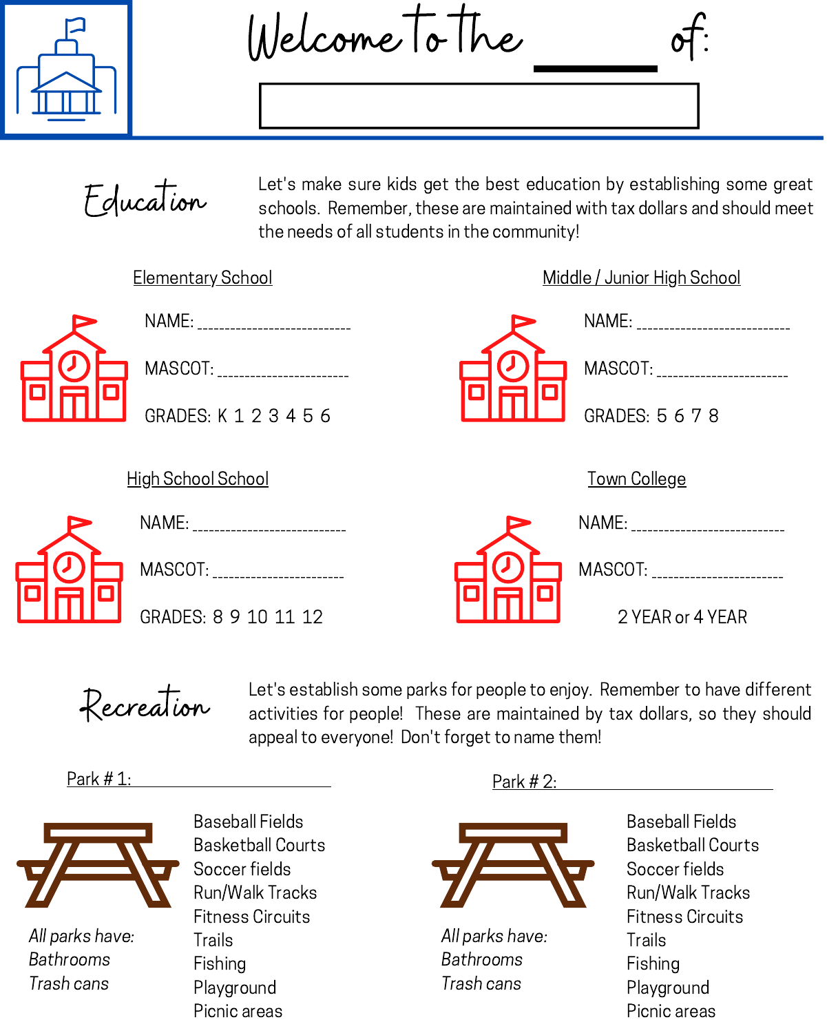# Welcome to the ______ of:

## Education

Let's make sure kids get the best education by establishing some great schools. Remember, these are maintained with tax dollars and should meet the needs of all students in the community!

### Elementary School

NAME: ______________________

MASCOT: ____________________

GRADES: K 1 2 3 4 5 6

### Middle / Junior High School

NAME: ______________________

MASCOT: ____________________

GRADES: 5 6 7 8

### High School School

NAME: ______________________

MASCOT: ____________________

GRADES: 8 9 10 11 12

### Town College

NAME: ______________________

MASCOT: ____________________

2 YEAR or 4 YEAR

## Recreation

Let's establish some parks for people to enjoy. Remember to have different activities for people! These are maintained by tax dollars, so they should appeal to everyone! Don't forget to name them!

### Park # 1: ____________________

Baseball Fields
Basketball Courts
Soccer fields
Run/Walk Tracks
Fitness Circuits
Trails
Fishing
Playground
Picnic areas

*All parks have:*
*Bathrooms*
*Trash cans*

### Park # 2: ____________________

Baseball Fields
Basketball Courts
Soccer fields
Run/Walk Tracks
Fitness Circuits
Trails
Fishing
Playground
Picnic areas

*All parks have:*
*Bathrooms*
*Trash cans*